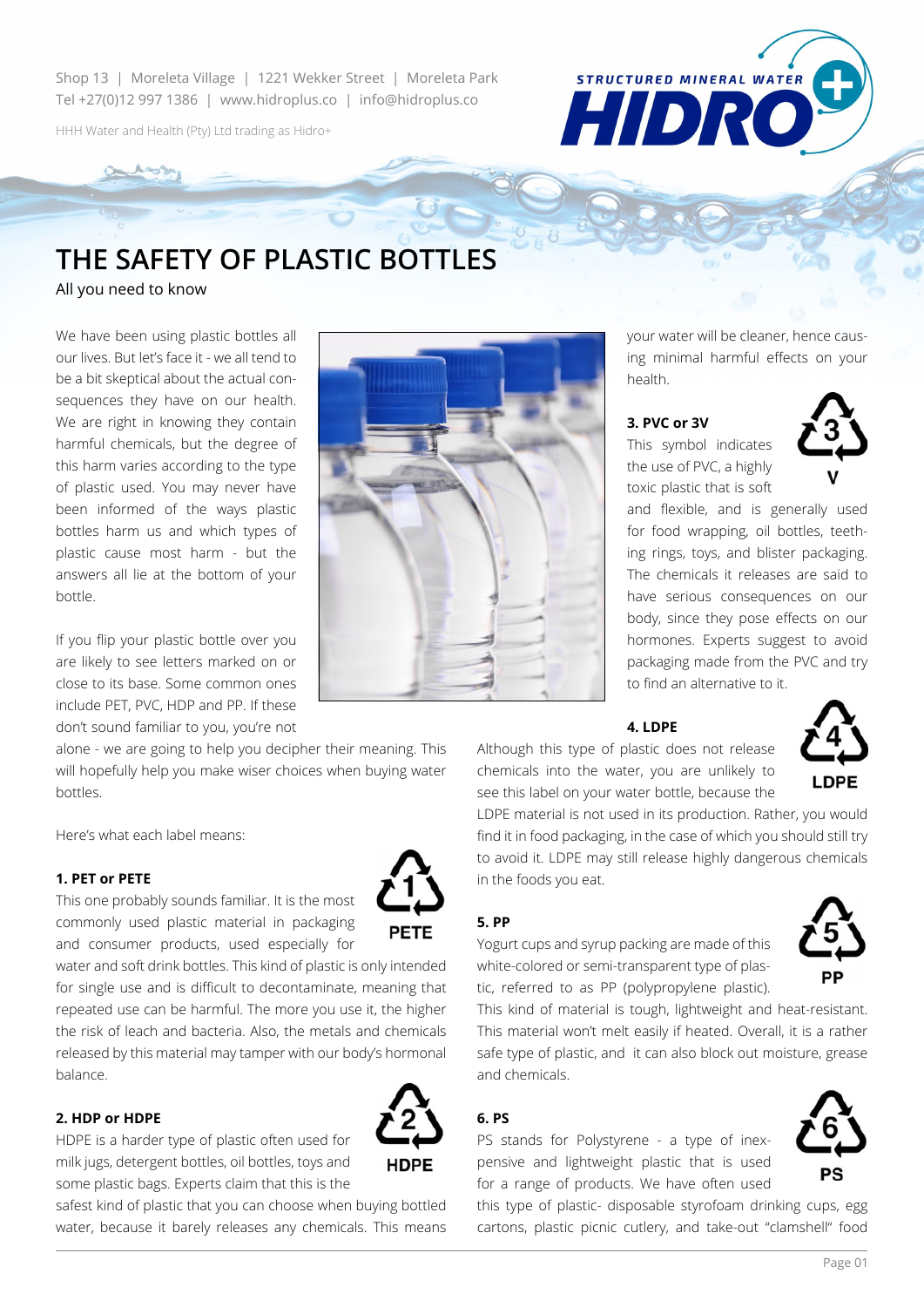Shop 13 | Moreleta Village | 1221 Wekker Street | Moreleta Park
Tel +27(0)12 997 1386 | www.hidroplus.co | info@hidroplus.co

HHH Water and Health (Pty) Ltd trading as Hidro+

STRUCTURED MINERAL WATER HIDRO+

# THE SAFETY OF PLASTIC BOTTLES

All you need to know

We have been using plastic bottles all our lives. But let's face it - we all tend to be a bit skeptical about the actual consequences they have on our health. We are right in knowing they contain harmful chemicals, but the degree of this harm varies according to the type of plastic used. You may never have been informed of the ways plastic bottles harm us and which types of plastic cause most harm - but the answers all lie at the bottom of your bottle.

If you flip your plastic bottle over you are likely to see letters marked on or close to its base. Some common ones include PET, PVC, HDP and PP. If these don't sound familiar to you, you're not alone - we are going to help you decipher their meaning. This will hopefully help you make wiser choices when buying water bottles.

Here's what each label means:

### 1. PET or PETE

This one probably sounds familiar. It is the most commonly used plastic material in packaging and consumer products, used especially for water and soft drink bottles. This kind of plastic is only intended for single use and is difficult to decontaminate, meaning that repeated use can be harmful. The more you use it, the higher the risk of leach and bacteria. Also, the metals and chemicals released by this material may tamper with our body's hormonal balance.

### 2. HDP or HDPE

HDPE is a harder type of plastic often used for milk jugs, detergent bottles, oil bottles, toys and some plastic bags. Experts claim that this is the safest kind of plastic that you can choose when buying bottled water, because it barely releases any chemicals. This means your water will be cleaner, hence causing minimal harmful effects on your health.

### 3. PVC or 3V

This symbol indicates the use of PVC, a highly toxic plastic that is soft and flexible, and is generally used for food wrapping, oil bottles, teething rings, toys, and blister packaging. The chemicals it releases are said to have serious consequences on our body, since they pose effects on our hormones. Experts suggest to avoid packaging made from the PVC and try to find an alternative to it.

### 4. LDPE

Although this type of plastic does not release chemicals into the water, you are unlikely to see this label on your water bottle, because the LDPE material is not used in its production. Rather, you would find it in food packaging, in the case of which you should still try to avoid it. LDPE may still release highly dangerous chemicals in the foods you eat.

### 5. PP

Yogurt cups and syrup packing are made of this white-colored or semi-transparent type of plastic, referred to as PP (polypropylene plastic). This kind of material is tough, lightweight and heat-resistant. This material won't melt easily if heated. Overall, it is a rather safe type of plastic, and it can also block out moisture, grease and chemicals.

### 6. PS

PS stands for Polystyrene - a type of inexpensive and lightweight plastic that is used for a range of products. We have often used this type of plastic- disposable styrofoam drinking cups, egg cartons, plastic picnic cutlery, and take-out "clamshell" food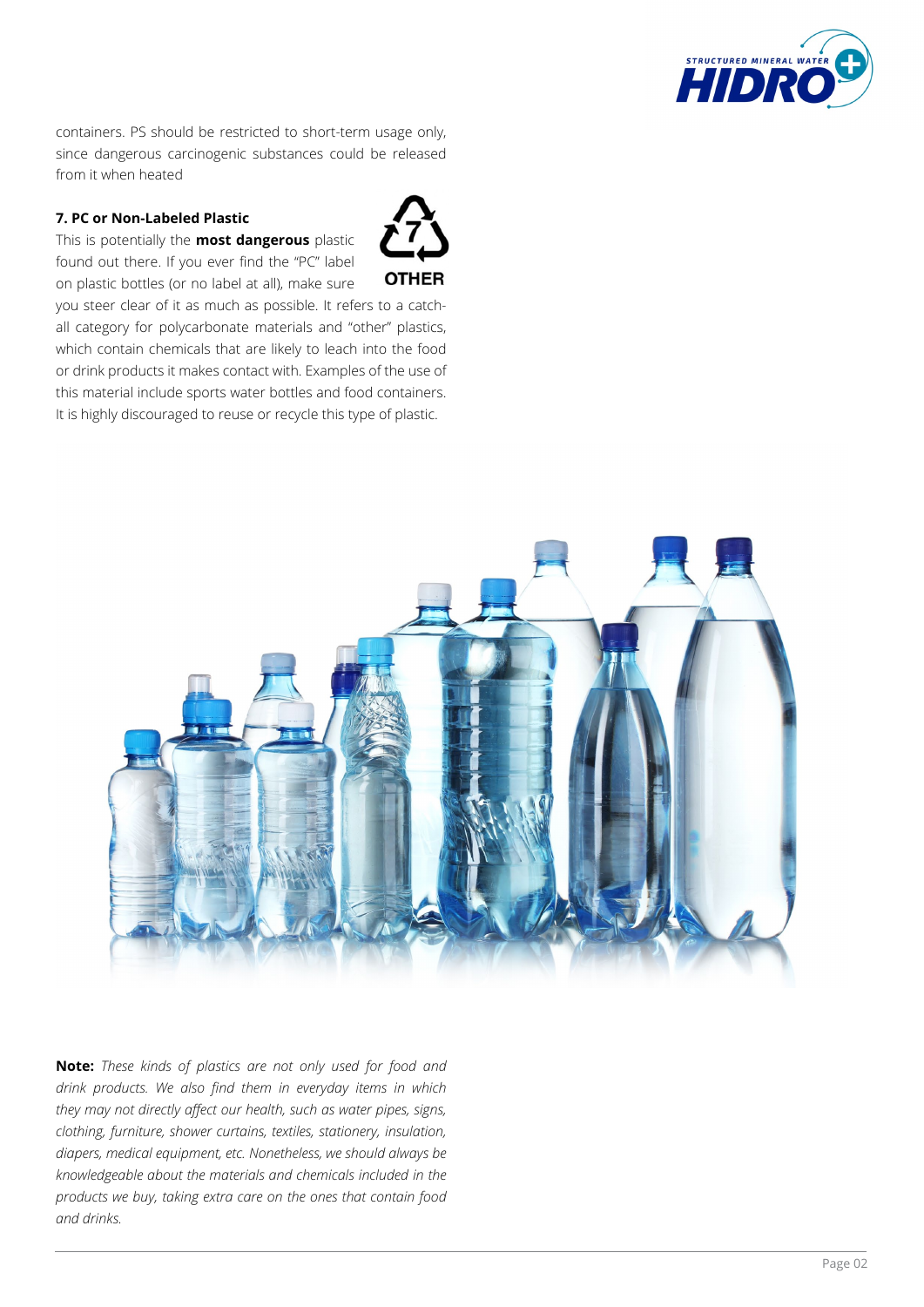containers. PS should be restricted to short-term usage only, since dangerous carcinogenic substances could be released from it when heated

#### 7. PC or Non-Labeled Plastic

This is potentially the **most dangerous** plastic found out there. If you ever find the "PC" label on plastic bottles (or no label at all), make sure you steer clear of it as much as possible. It refers to a catch-all category for polycarbonate materials and "other" plastics, which contain chemicals that are likely to leach into the food or drink products it makes contact with. Examples of the use of this material include sports water bottles and food containers. It is highly discouraged to reuse or recycle this type of plastic.

**Note:** *These kinds of plastics are not only used for food and drink products. We also find them in everyday items in which they may not directly affect our health, such as water pipes, signs, clothing, furniture, shower curtains, textiles, stationery, insulation, diapers, medical equipment, etc. Nonetheless, we should always be knowledgeable about the materials and chemicals included in the products we buy, taking extra care on the ones that contain food and drinks.*